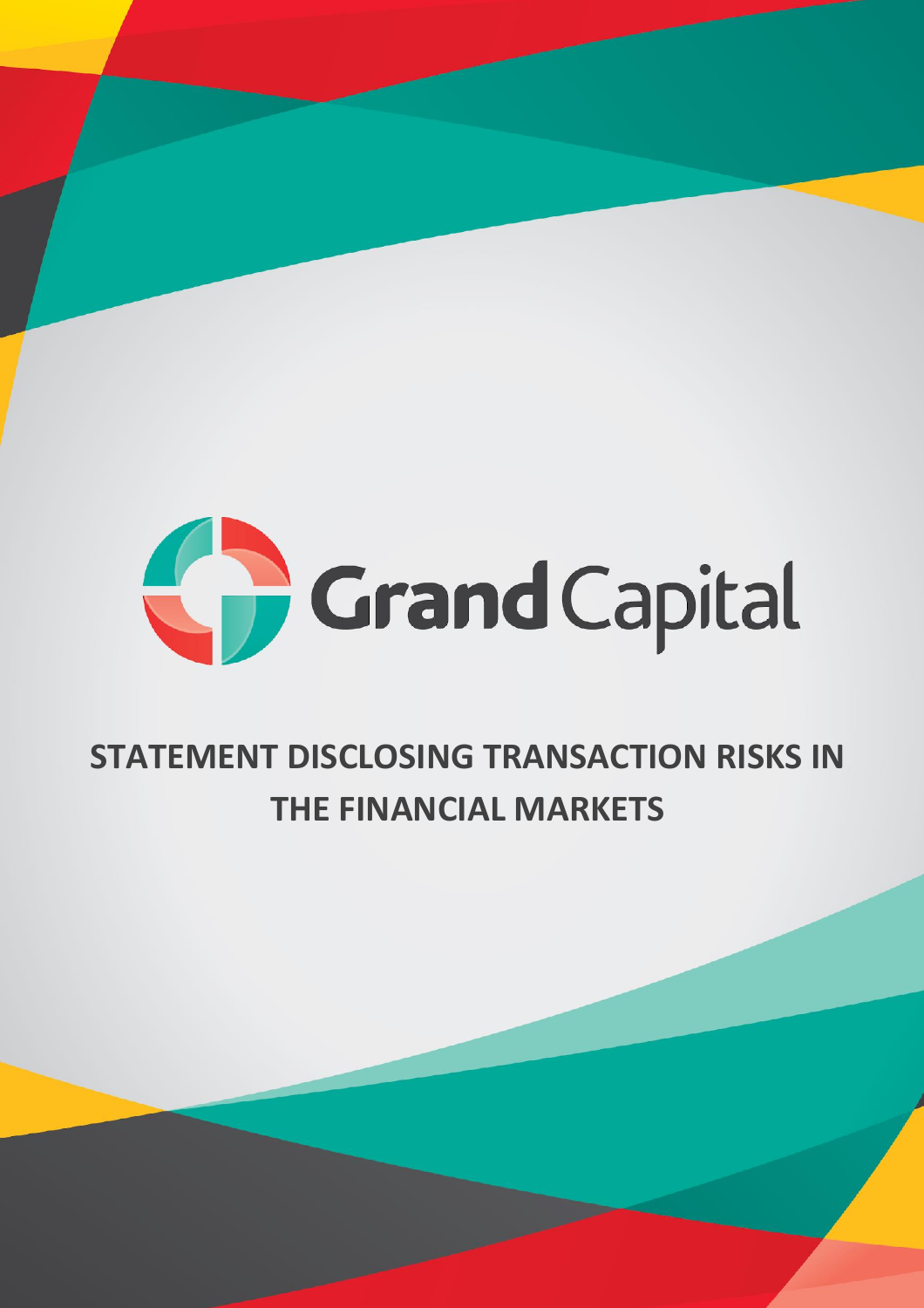Grand Capital

# STATEMENT DISCLOSING TRANSACTION RISKS IN THE FINANCIAL MARKETS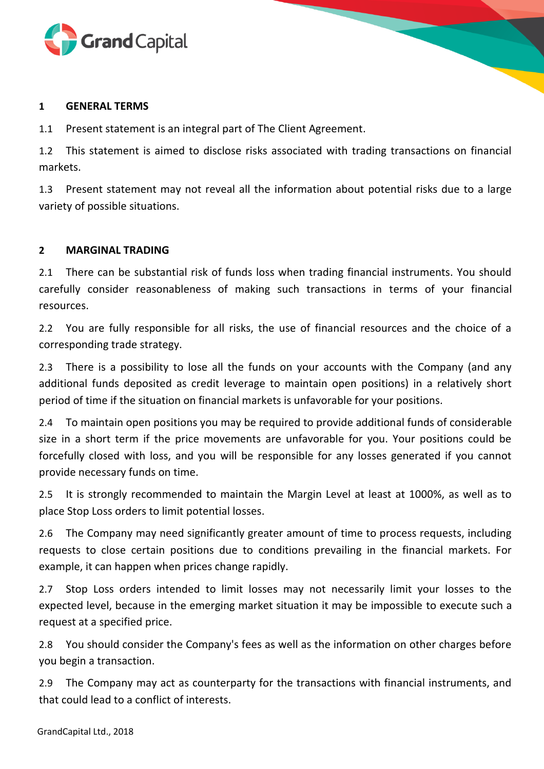## 1 GENERAL TERMS

1.1 Present statement is an integral part of The Client Agreement.

1.2 This statement is aimed to disclose risks associated with trading transactions on financial markets.

1.3 Present statement may not reveal all the information about potential risks due to a large variety of possible situations.

## 2 MARGINAL TRADING

2.1 There can be substantial risk of funds loss when trading financial instruments. You should carefully consider reasonableness of making such transactions in terms of your financial resources.

2.2 You are fully responsible for all risks, the use of financial resources and the choice of a corresponding trade strategy.

2.3 There is a possibility to lose all the funds on your accounts with the Company (and any additional funds deposited as credit leverage to maintain open positions) in a relatively short period of time if the situation on financial markets is unfavorable for your positions.

2.4 To maintain open positions you may be required to provide additional funds of considerable size in a short term if the price movements are unfavorable for you. Your positions could be forcefully closed with loss, and you will be responsible for any losses generated if you cannot provide necessary funds on time.

2.5 It is strongly recommended to maintain the Margin Level at least at 1000%, as well as to place Stop Loss orders to limit potential losses.

2.6 The Company may need significantly greater amount of time to process requests, including requests to close certain positions due to conditions prevailing in the financial markets. For example, it can happen when prices change rapidly.

2.7 Stop Loss orders intended to limit losses may not necessarily limit your losses to the expected level, because in the emerging market situation it may be impossible to execute such a request at a specified price.

2.8 You should consider the Company's fees as well as the information on other charges before you begin a transaction.

2.9 The Company may act as counterparty for the transactions with financial instruments, and that could lead to a conflict of interests.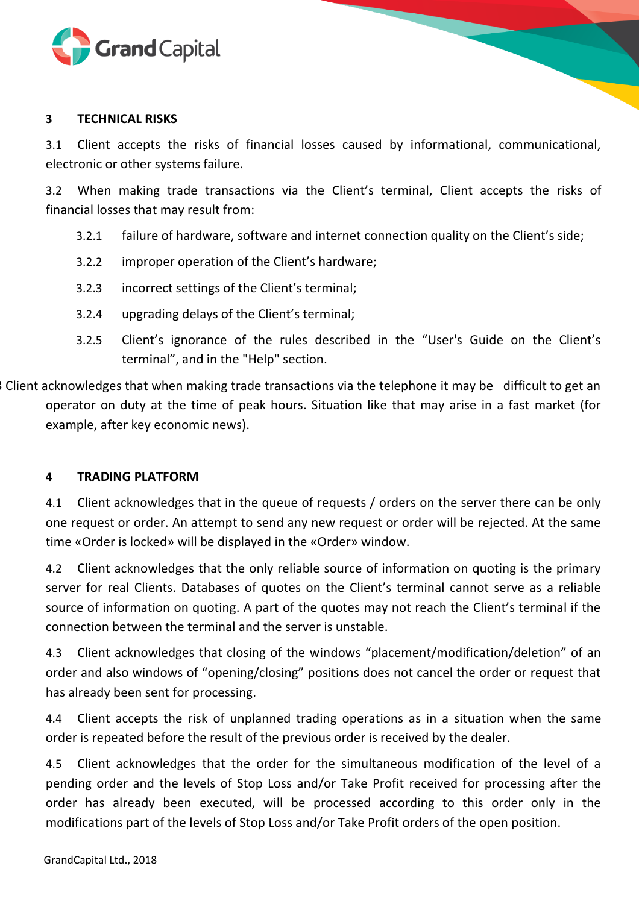## 3 TECHNICAL RISKS

3.1 Client accepts the risks of financial losses caused by informational, communicational, electronic or other systems failure.

3.2 When making trade transactions via the Client's terminal, Client accepts the risks of financial losses that may result from:

- 3.2.1 failure of hardware, software and internet connection quality on the Client's side;
- 3.2.2 improper operation of the Client's hardware;
- 3.2.3 incorrect settings of the Client's terminal;
- 3.2.4 upgrading delays of the Client's terminal;
- 3.2.5 Client's ignorance of the rules described in the "User's Guide on the Client's terminal", and in the "Help" section.

3.3 Client acknowledges that when making trade transactions via the telephone it may be difficult to get an operator on duty at the time of peak hours. Situation like that may arise in a fast market (for example, after key economic news).

## 4 TRADING PLATFORM

4.1 Client acknowledges that in the queue of requests / orders on the server there can be only one request or order. An attempt to send any new request or order will be rejected. At the same time «Order is locked» will be displayed in the «Order» window.

4.2 Client acknowledges that the only reliable source of information on quoting is the primary server for real Clients. Databases of quotes on the Client's terminal cannot serve as a reliable source of information on quoting. A part of the quotes may not reach the Client's terminal if the connection between the terminal and the server is unstable.

4.3 Client acknowledges that closing of the windows "placement/modification/deletion" of an order and also windows of "opening/closing" positions does not cancel the order or request that has already been sent for processing.

4.4 Client accepts the risk of unplanned trading operations as in a situation when the same order is repeated before the result of the previous order is received by the dealer.

4.5 Client acknowledges that the order for the simultaneous modification of the level of a pending order and the levels of Stop Loss and/or Take Profit received for processing after the order has already been executed, will be processed according to this order only in the modifications part of the levels of Stop Loss and/or Take Profit orders of the open position.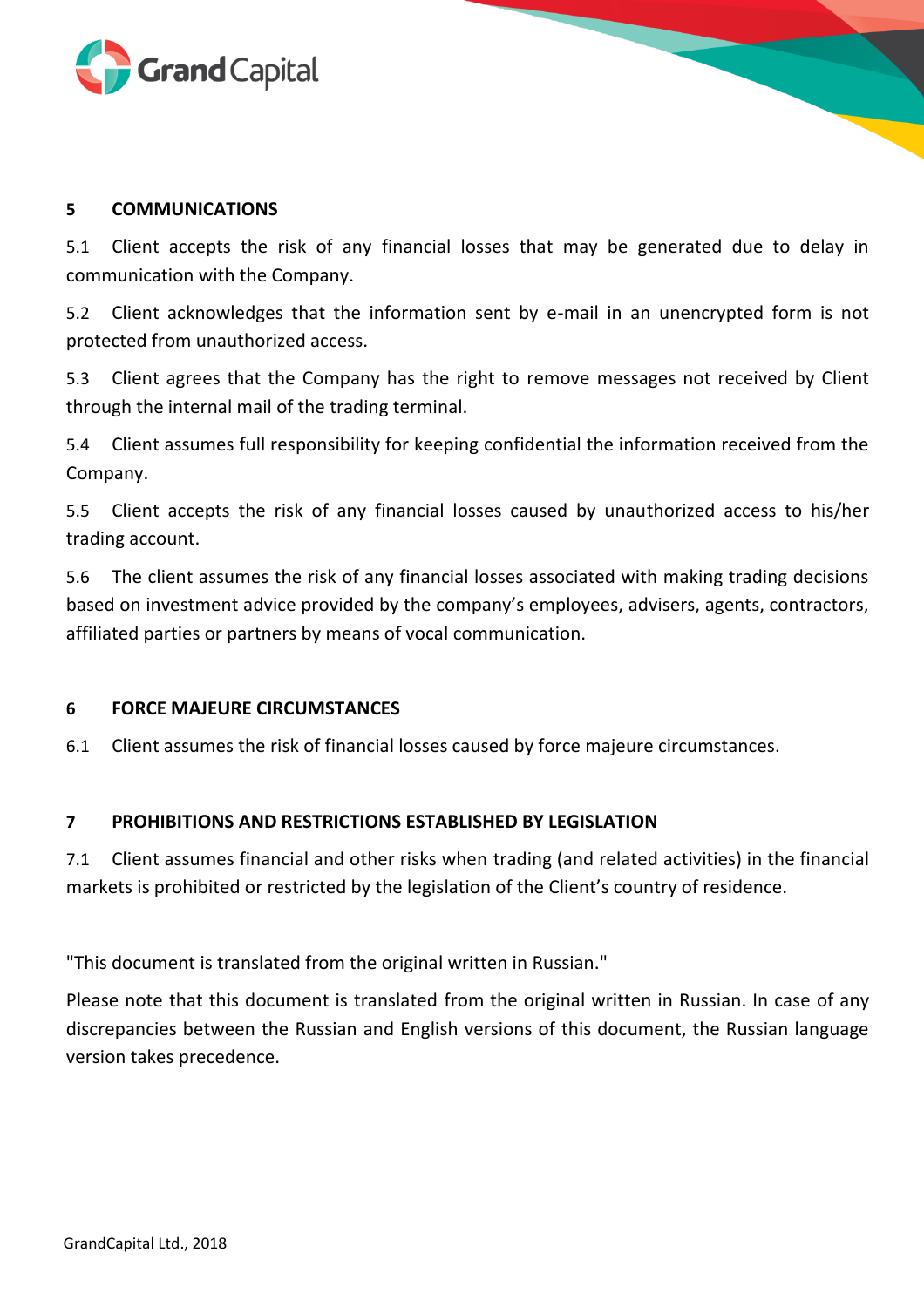## 5 COMMUNICATIONS

5.1 Client accepts the risk of any financial losses that may be generated due to delay in communication with the Company.

5.2 Client acknowledges that the information sent by e-mail in an unencrypted form is not protected from unauthorized access.

5.3 Client agrees that the Company has the right to remove messages not received by Client through the internal mail of the trading terminal.

5.4 Client assumes full responsibility for keeping confidential the information received from the Company.

5.5 Client accepts the risk of any financial losses caused by unauthorized access to his/her trading account.

5.6 The client assumes the risk of any financial losses associated with making trading decisions based on investment advice provided by the company's employees, advisers, agents, contractors, affiliated parties or partners by means of vocal communication.

## 6 FORCE MAJEURE CIRCUMSTANCES

6.1 Client assumes the risk of financial losses caused by force majeure circumstances.

## 7 PROHIBITIONS AND RESTRICTIONS ESTABLISHED BY LEGISLATION

7.1 Client assumes financial and other risks when trading (and related activities) in the financial markets is prohibited or restricted by the legislation of the Client's country of residence.

"This document is translated from the original written in Russian."

Please note that this document is translated from the original written in Russian. In case of any discrepancies between the Russian and English versions of this document, the Russian language version takes precedence.